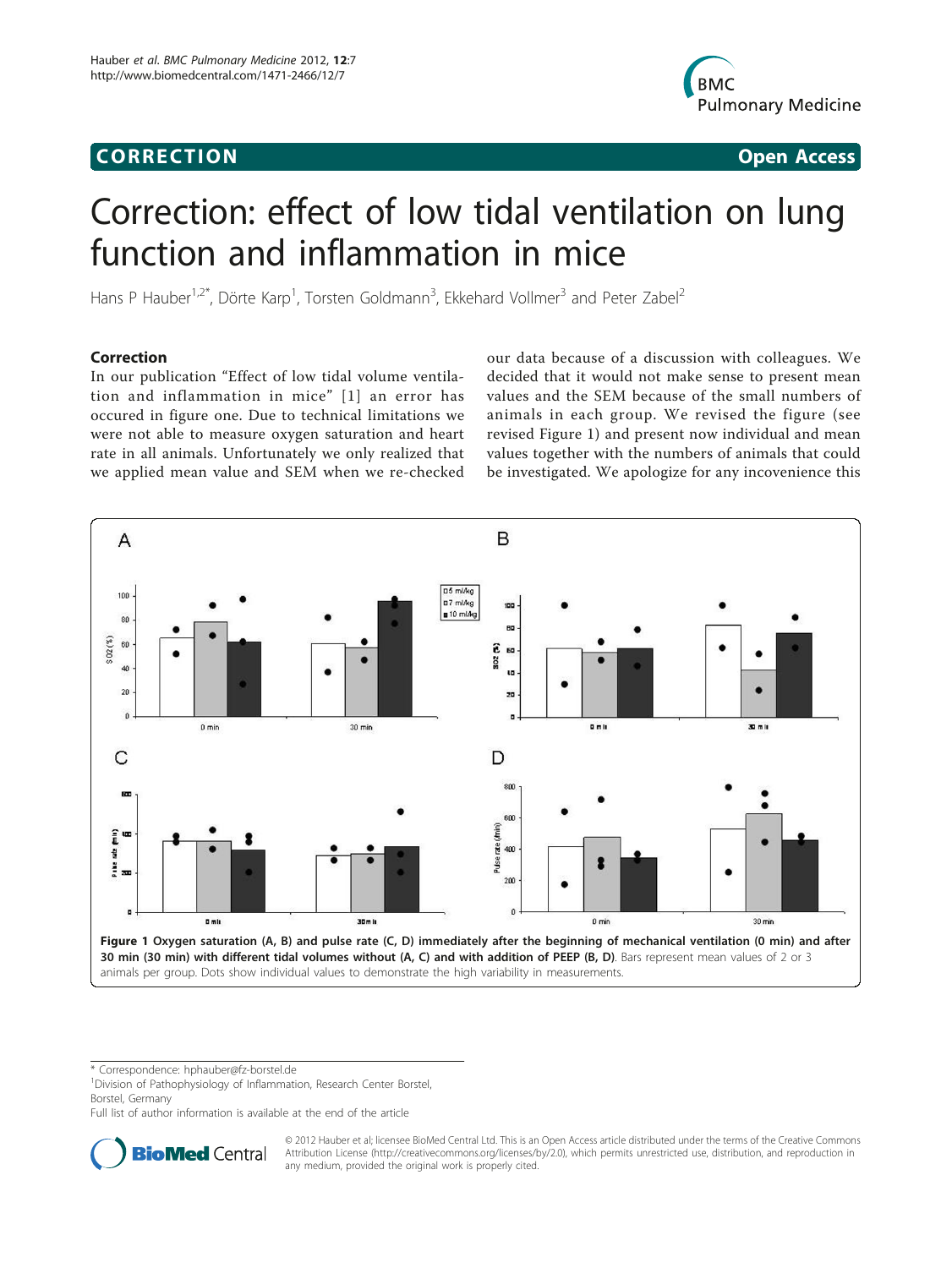# CORRECTION

**Open Access**

# Correction: effect of low tidal ventilation on lung function and inflammation in mice

Hans P Hauber[1,2*], Dörte Karp[1], Torsten Goldmann[3], Ekkehard Vollmer[3] and Peter Zabel[2]

## Correction

In our publication "Effect of low tidal volume ventilation and inflammation in mice" [1] an error has occured in figure one. Due to technical limitations we were not able to measure oxygen saturation and heart rate in all animals. Unfortunately we only realized that we applied mean value and SEM when we re-checked our data because of a discussion with colleagues. We decided that it would not make sense to present mean values and the SEM because of the small numbers of animals in each group. We revised the figure (see revised Figure 1) and present now individual and mean values together with the numbers of animals that could be investigated. We apologize for any incovenience this

**Figure 1 Oxygen saturation (A, B) and pulse rate (C, D) immediately after the beginning of mechanical ventilation (0 min) and after 30 min (30 min) with different tidal volumes without (A, C) and with addition of PEEP (B, D)**. Bars represent mean values of 2 or 3 animals per group. Dots show individual values to demonstrate the high variability in measurements.

\* Correspondence: hphauber@fz-borstel.de

[1]Division of Pathophysiology of Inflammation, Research Center Borstel, Borstel, Germany

Full list of author information is available at the end of the article

© 2012 Hauber et al; licensee BioMed Central Ltd. This is an Open Access article distributed under the terms of the Creative Commons Attribution License (http://creativecommons.org/licenses/by/2.0), which permits unrestricted use, distribution, and reproduction in any medium, provided the original work is properly cited.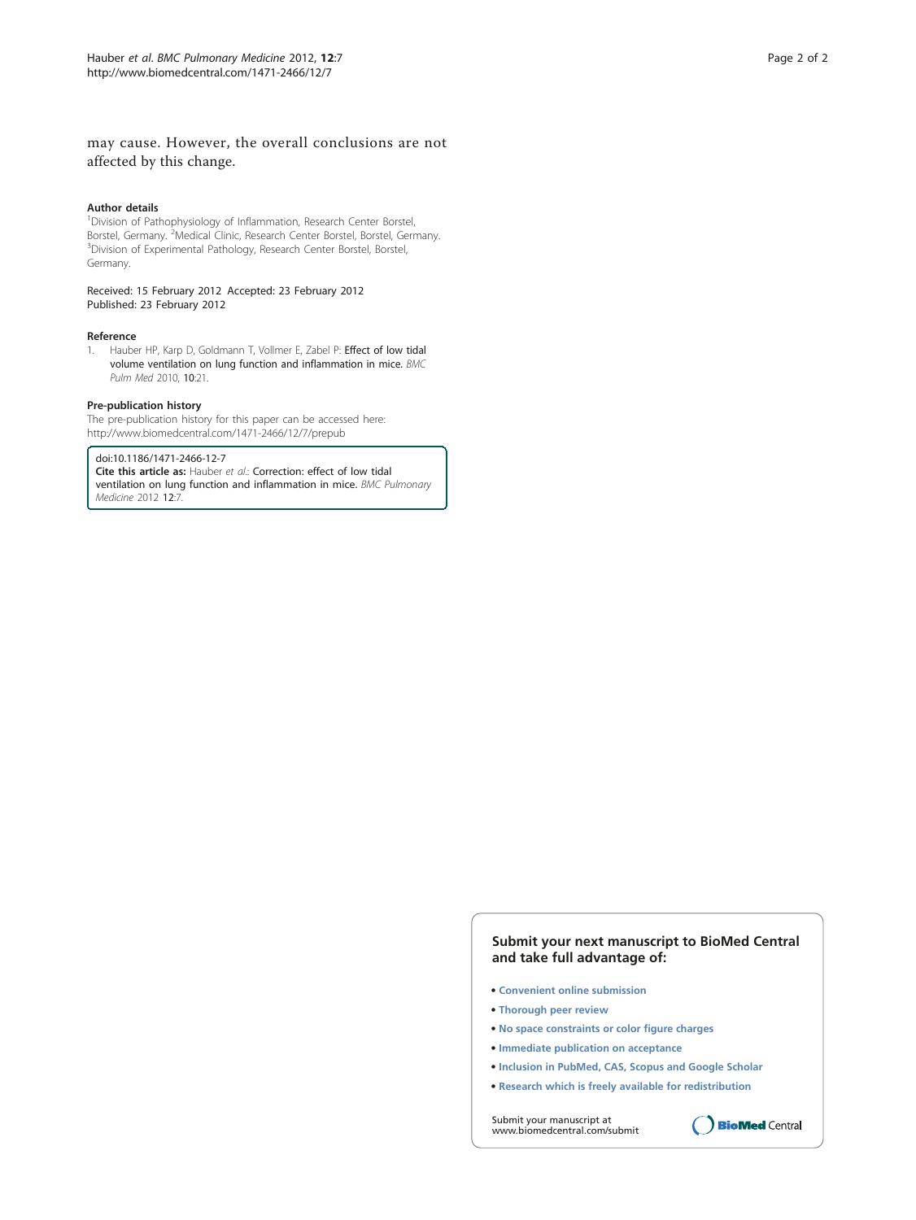may cause. However, the overall conclusions are not affected by this change.

#### Author details

[1]Division of Pathophysiology of Inflammation, Research Center Borstel, Borstel, Germany. [2]Medical Clinic, Research Center Borstel, Borstel, Germany. [3]Division of Experimental Pathology, Research Center Borstel, Borstel, Germany.

Received: 15 February 2012 Accepted: 23 February 2012
Published: 23 February 2012

#### Reference

1. Hauber HP, Karp D, Goldmann T, Vollmer E, Zabel P: **Effect of low tidal volume ventilation on lung function and inflammation in mice.** *BMC Pulm Med* 2010, **10**:21.

#### Pre-publication history

The pre-publication history for this paper can be accessed here:
http://www.biomedcentral.com/1471-2466/12/7/prepub

doi:10.1186/1471-2466-12-7
**Cite this article as:** Hauber *et al.*: Correction: effect of low tidal ventilation on lung function and inflammation in mice. *BMC Pulmonary Medicine* 2012 **12**:7.

**Submit your next manuscript to BioMed Central and take full advantage of:**

- **Convenient online submission**
- **Thorough peer review**
- **No space constraints or color figure charges**
- **Immediate publication on acceptance**
- **Inclusion in PubMed, CAS, Scopus and Google Scholar**
- **Research which is freely available for redistribution**

Submit your manuscript at
www.biomedcentral.com/submit

BioMed Central